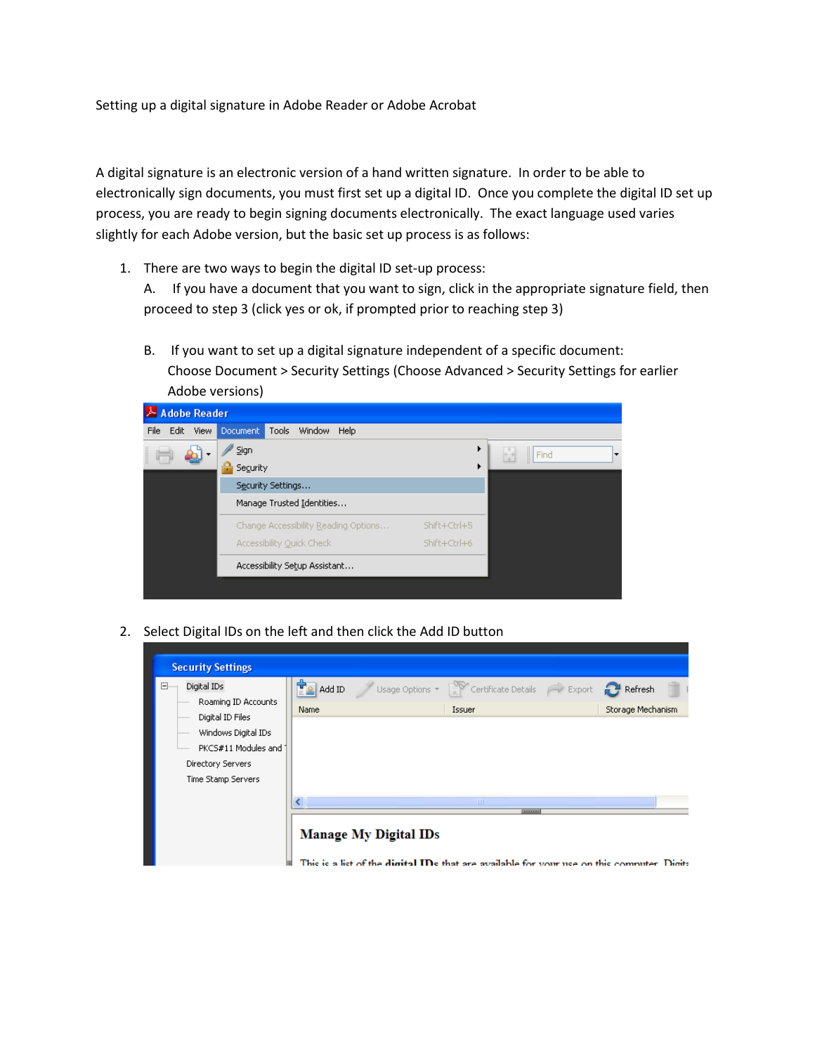Setting up a digital signature in Adobe Reader or Adobe Acrobat

A digital signature is an electronic version of a hand written signature. In order to be able to electronically sign documents, you must first set up a digital ID. Once you complete the digital ID set up process, you are ready to begin signing documents electronically. The exact language used varies slightly for each Adobe version, but the basic set up process is as follows:

1. There are two ways to begin the digital ID set-up process:

   A. If you have a document that you want to sign, click in the appropriate signature field, then proceed to step 3 (click yes or ok, if prompted prior to reaching step 3)

   B. If you want to set up a digital signature independent of a specific document: Choose Document > Security Settings (Choose Advanced > Security Settings for earlier Adobe versions)

2. Select Digital IDs on the left and then click the Add ID button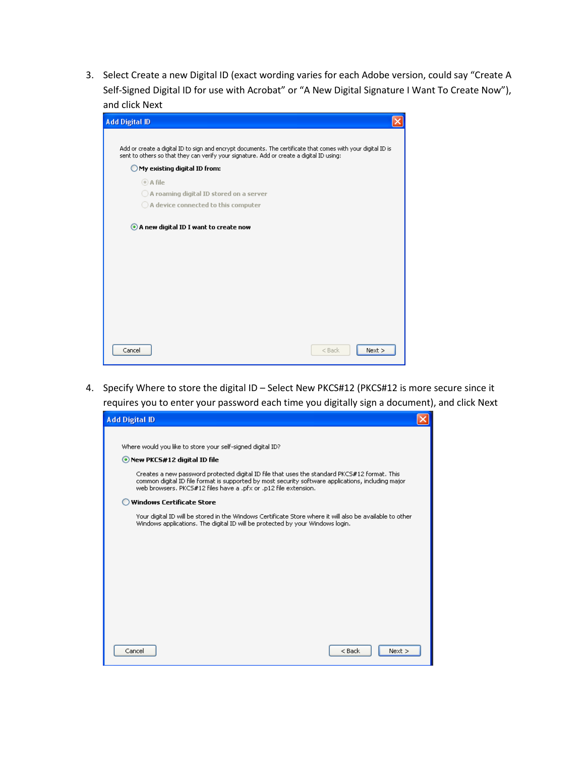3. Select Create a new Digital ID (exact wording varies for each Adobe version, could say "Create A Self-Signed Digital ID for use with Acrobat" or "A New Digital Signature I Want To Create Now"), and click Next

4. Specify Where to store the digital ID – Select New PKCS#12 (PKCS#12 is more secure since it requires you to enter your password each time you digitally sign a document), and click Next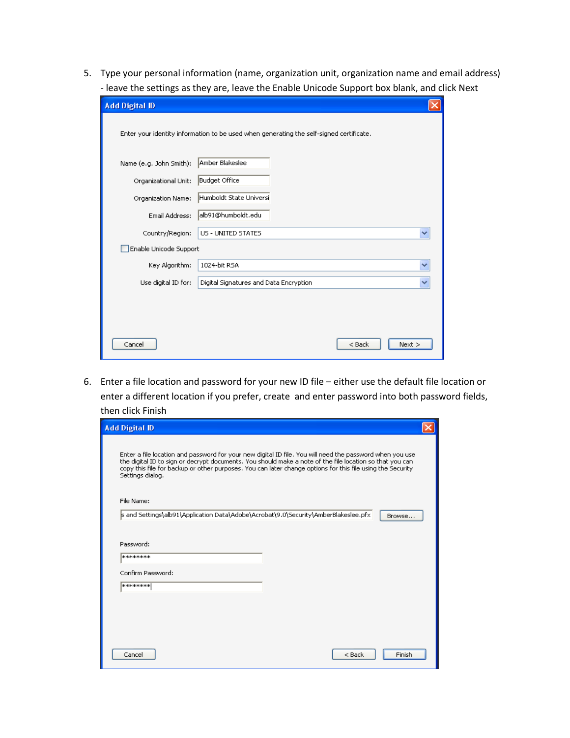5. Type your personal information (name, organization unit, organization name and email address) - leave the settings as they are, leave the Enable Unicode Support box blank, and click Next

**Add Digital ID**

Enter your identity information to be used when generating the self-signed certificate.

Name (e.g. John Smith): Amber Blakeslee

Organizational Unit: Budget Office

Organization Name: Humboldt State Universi

Email Address: alb91@humboldt.edu

Country/Region: US - UNITED STATES

Enable Unicode Support

Key Algorithm: 1024-bit RSA

Use digital ID for: Digital Signatures and Data Encryption

Cancel | < Back | Next >

6. Enter a file location and password for your new ID file – either use the default file location or enter a different location if you prefer, create and enter password into both password fields, then click Finish

**Add Digital ID**

Enter a file location and password for your new digital ID file. You will need the password when you use the digital ID to sign or decrypt documents. You should make a note of the file location so that you can copy this file for backup or other purposes. You can later change options for this file using the Security Settings dialog.

File Name:

s and Settings\alb91\Application Data\Adobe\Acrobat\9.0\Security\AmberBlakeslee.pfx | Browse...

Password:

********

Confirm Password:

********

Cancel | < Back | Finish